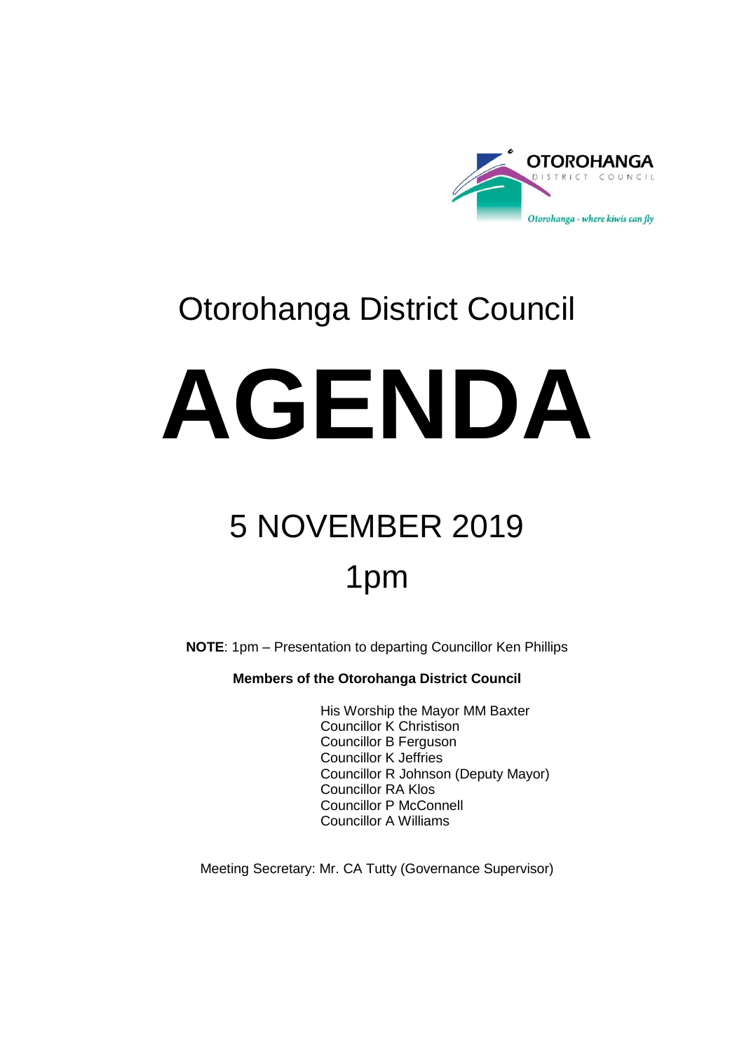OTOROHANGA
DISTRICT COUNCIL
*Otorohanga - where kiwis can fly*

# Otorohanga District Council

# AGENDA

## 5 NOVEMBER 2019

## 1pm

**NOTE**: 1pm – Presentation to departing Councillor Ken Phillips

**Members of the Otorohanga District Council**

His Worship the Mayor MM Baxter
Councillor K Christison
Councillor B Ferguson
Councillor K Jeffries
Councillor R Johnson (Deputy Mayor)
Councillor RA Klos
Councillor P McConnell
Councillor A Williams

Meeting Secretary: Mr. CA Tutty (Governance Supervisor)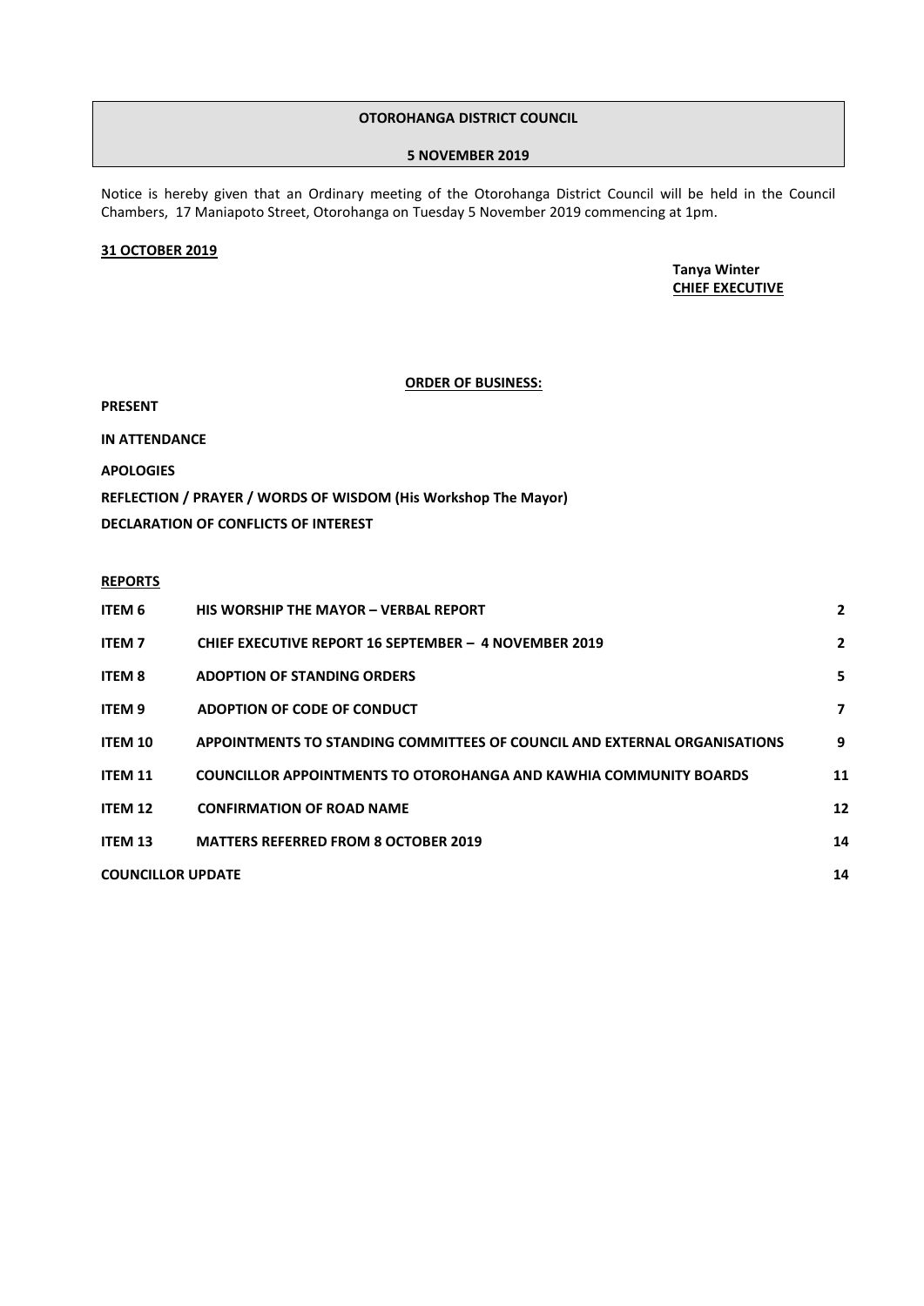**OTOROHANGA DISTRICT COUNCIL**

**5 NOVEMBER 2019**

Notice is hereby given that an Ordinary meeting of the Otorohanga District Council will be held in the Council Chambers, 17 Maniapoto Street, Otorohanga on Tuesday 5 November 2019 commencing at 1pm.

**31 OCTOBER 2019**

**Tanya Winter**
**CHIEF EXECUTIVE**

**ORDER OF BUSINESS:**

**PRESENT**

**IN ATTENDANCE**

**APOLOGIES**

**REFLECTION / PRAYER / WORDS OF WISDOM (His Workshop The Mayor)**

**DECLARATION OF CONFLICTS OF INTEREST**

**REPORTS**

| | | |
|---|---|---|
| **ITEM 6** | **HIS WORSHIP THE MAYOR – VERBAL REPORT** | **2** |
| **ITEM 7** | **CHIEF EXECUTIVE REPORT 16 SEPTEMBER – 4 NOVEMBER 2019** | **2** |
| **ITEM 8** | **ADOPTION OF STANDING ORDERS** | **5** |
| **ITEM 9** | **ADOPTION OF CODE OF CONDUCT** | **7** |
| **ITEM 10** | **APPOINTMENTS TO STANDING COMMITTEES OF COUNCIL AND EXTERNAL ORGANISATIONS** | **9** |
| **ITEM 11** | **COUNCILLOR APPOINTMENTS TO OTOROHANGA AND KAWHIA COMMUNITY BOARDS** | **11** |
| **ITEM 12** | **CONFIRMATION OF ROAD NAME** | **12** |
| **ITEM 13** | **MATTERS REFERRED FROM 8 OCTOBER 2019** | **14** |
| **COUNCILLOR UPDATE** | | **14** |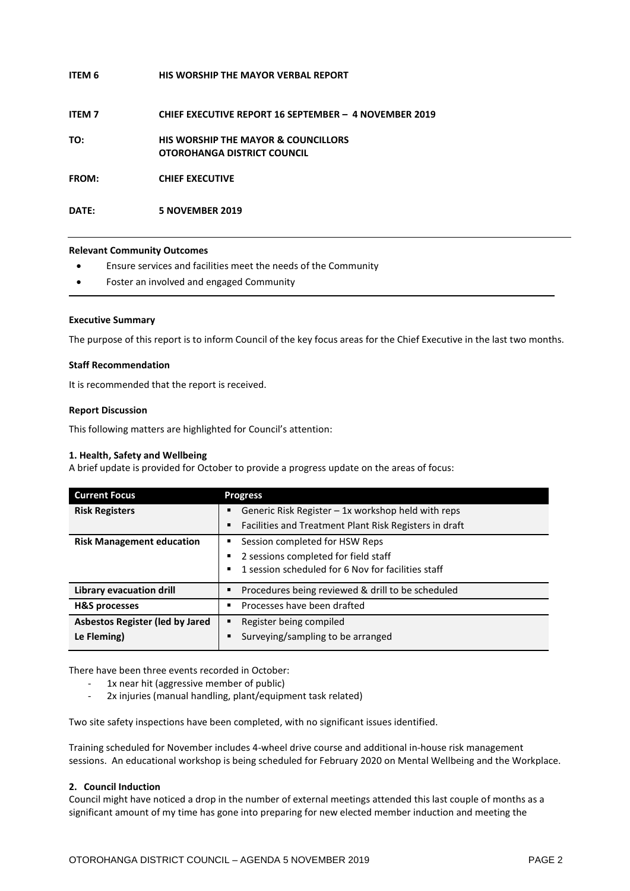**ITEM 6 HIS WORSHIP THE MAYOR VERBAL REPORT**

**ITEM 7 CHIEF EXECUTIVE REPORT 16 SEPTEMBER – 4 NOVEMBER 2019**

**TO: HIS WORSHIP THE MAYOR & COUNCILLORS OTOROHANGA DISTRICT COUNCIL**

**FROM: CHIEF EXECUTIVE**

**DATE: 5 NOVEMBER 2019**

---

**Relevant Community Outcomes**

- Ensure services and facilities meet the needs of the Community
- Foster an involved and engaged Community

---

**Executive Summary**

The purpose of this report is to inform Council of the key focus areas for the Chief Executive in the last two months.

**Staff Recommendation**

It is recommended that the report is received.

**Report Discussion**

This following matters are highlighted for Council's attention:

**1. Health, Safety and Wellbeing**

A brief update is provided for October to provide a progress update on the areas of focus:

| Current Focus | Progress |
|---|---|
| **Risk Registers** | ▪ Generic Risk Register – 1x workshop held with reps<br>▪ Facilities and Treatment Plant Risk Registers in draft |
| **Risk Management education** | ▪ Session completed for HSW Reps<br>▪ 2 sessions completed for field staff<br>▪ 1 session scheduled for 6 Nov for facilities staff |
| **Library evacuation drill** | ▪ Procedures being reviewed & drill to be scheduled |
| **H&S processes** | ▪ Processes have been drafted |
| **Asbestos Register (led by Jared Le Fleming)** | ▪ Register being compiled<br>▪ Surveying/sampling to be arranged |

There have been three events recorded in October:

- 1x near hit (aggressive member of public)
- 2x injuries (manual handling, plant/equipment task related)

Two site safety inspections have been completed, with no significant issues identified.

Training scheduled for November includes 4-wheel drive course and additional in-house risk management sessions. An educational workshop is being scheduled for February 2020 on Mental Wellbeing and the Workplace.

**2. Council Induction**

Council might have noticed a drop in the number of external meetings attended this last couple of months as a significant amount of my time has gone into preparing for new elected member induction and meeting the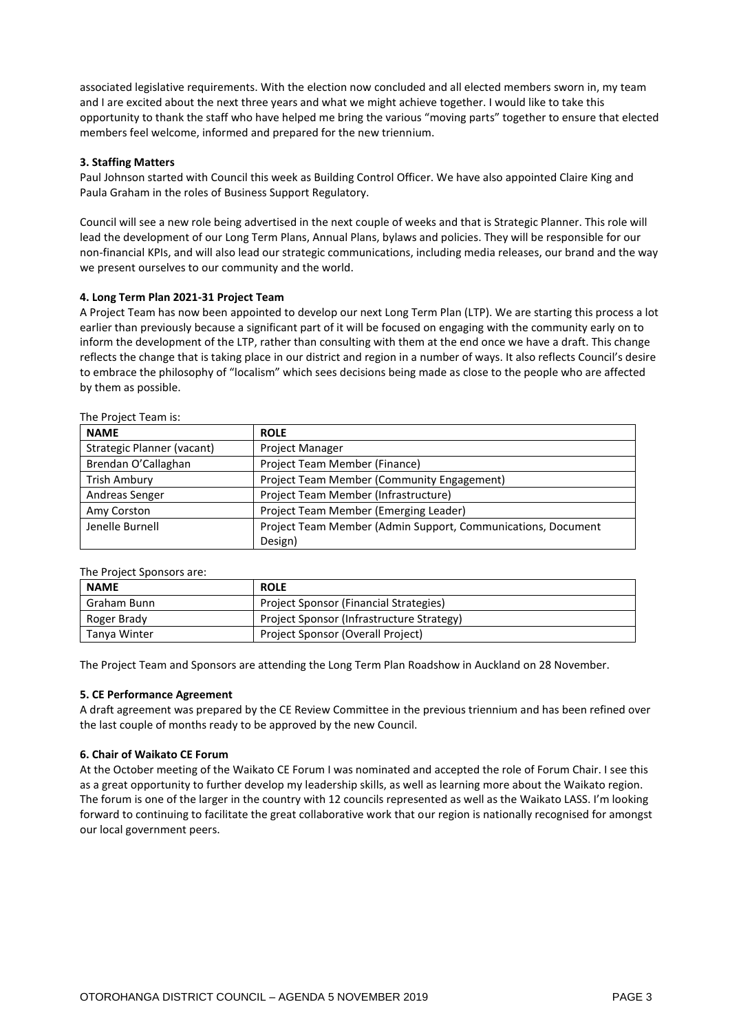associated legislative requirements. With the election now concluded and all elected members sworn in, my team and I are excited about the next three years and what we might achieve together. I would like to take this opportunity to thank the staff who have helped me bring the various "moving parts" together to ensure that elected members feel welcome, informed and prepared for the new triennium.

**3. Staffing Matters**

Paul Johnson started with Council this week as Building Control Officer. We have also appointed Claire King and Paula Graham in the roles of Business Support Regulatory.

Council will see a new role being advertised in the next couple of weeks and that is Strategic Planner. This role will lead the development of our Long Term Plans, Annual Plans, bylaws and policies. They will be responsible for our non-financial KPIs, and will also lead our strategic communications, including media releases, our brand and the way we present ourselves to our community and the world.

**4. Long Term Plan 2021-31 Project Team**

A Project Team has now been appointed to develop our next Long Term Plan (LTP). We are starting this process a lot earlier than previously because a significant part of it will be focused on engaging with the community early on to inform the development of the LTP, rather than consulting with them at the end once we have a draft. This change reflects the change that is taking place in our district and region in a number of ways. It also reflects Council's desire to embrace the philosophy of "localism" which sees decisions being made as close to the people who are affected by them as possible.

The Project Team is:

| NAME | ROLE |
|---|---|
| Strategic Planner (vacant) | Project Manager |
| Brendan O'Callaghan | Project Team Member (Finance) |
| Trish Ambury | Project Team Member (Community Engagement) |
| Andreas Senger | Project Team Member (Infrastructure) |
| Amy Corston | Project Team Member (Emerging Leader) |
| Jenelle Burnell | Project Team Member (Admin Support, Communications, Document Design) |

The Project Sponsors are:

| NAME | ROLE |
|---|---|
| Graham Bunn | Project Sponsor (Financial Strategies) |
| Roger Brady | Project Sponsor (Infrastructure Strategy) |
| Tanya Winter | Project Sponsor (Overall Project) |

The Project Team and Sponsors are attending the Long Term Plan Roadshow in Auckland on 28 November.

**5. CE Performance Agreement**

A draft agreement was prepared by the CE Review Committee in the previous triennium and has been refined over the last couple of months ready to be approved by the new Council.

**6. Chair of Waikato CE Forum**

At the October meeting of the Waikato CE Forum I was nominated and accepted the role of Forum Chair. I see this as a great opportunity to further develop my leadership skills, as well as learning more about the Waikato region. The forum is one of the larger in the country with 12 councils represented as well as the Waikato LASS. I'm looking forward to continuing to facilitate the great collaborative work that our region is nationally recognised for amongst our local government peers.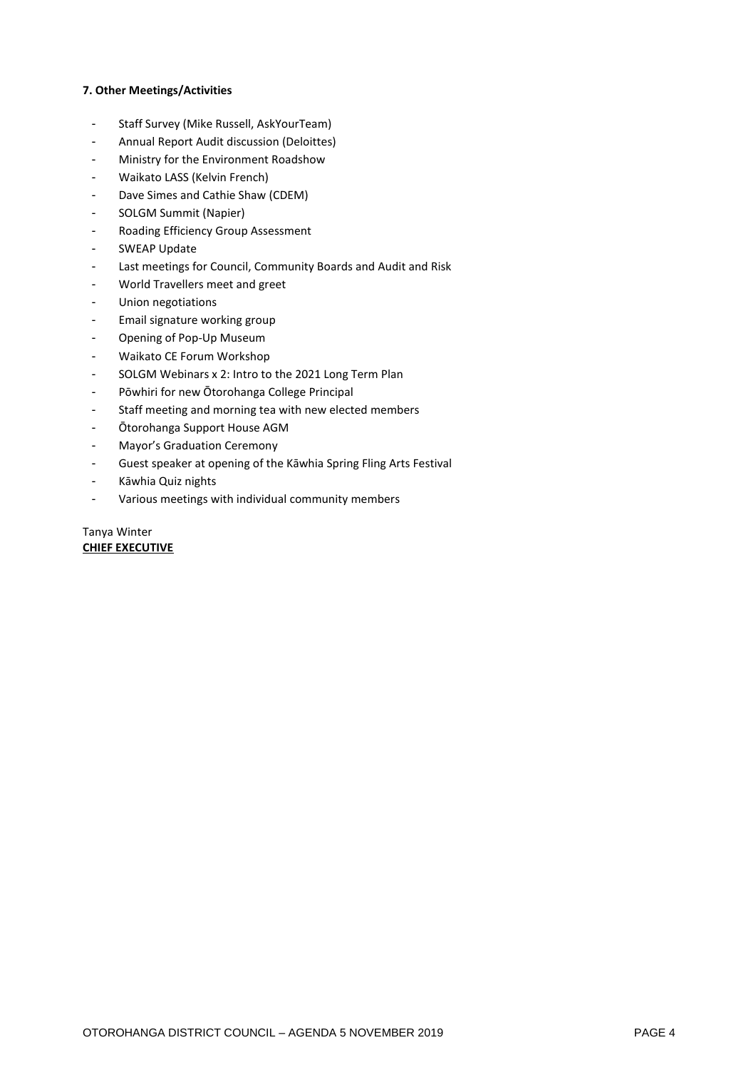**7. Other Meetings/Activities**

- Staff Survey (Mike Russell, AskYourTeam)
- Annual Report Audit discussion (Deloittes)
- Ministry for the Environment Roadshow
- Waikato LASS (Kelvin French)
- Dave Simes and Cathie Shaw (CDEM)
- SOLGM Summit (Napier)
- Roading Efficiency Group Assessment
- SWEAP Update
- Last meetings for Council, Community Boards and Audit and Risk
- World Travellers meet and greet
- Union negotiations
- Email signature working group
- Opening of Pop-Up Museum
- Waikato CE Forum Workshop
- SOLGM Webinars x 2: Intro to the 2021 Long Term Plan
- Pōwhiri for new Ōtorohanga College Principal
- Staff meeting and morning tea with new elected members
- Ōtorohanga Support House AGM
- Mayor's Graduation Ceremony
- Guest speaker at opening of the Kāwhia Spring Fling Arts Festival
- Kāwhia Quiz nights
- Various meetings with individual community members

Tanya Winter
**CHIEF EXECUTIVE**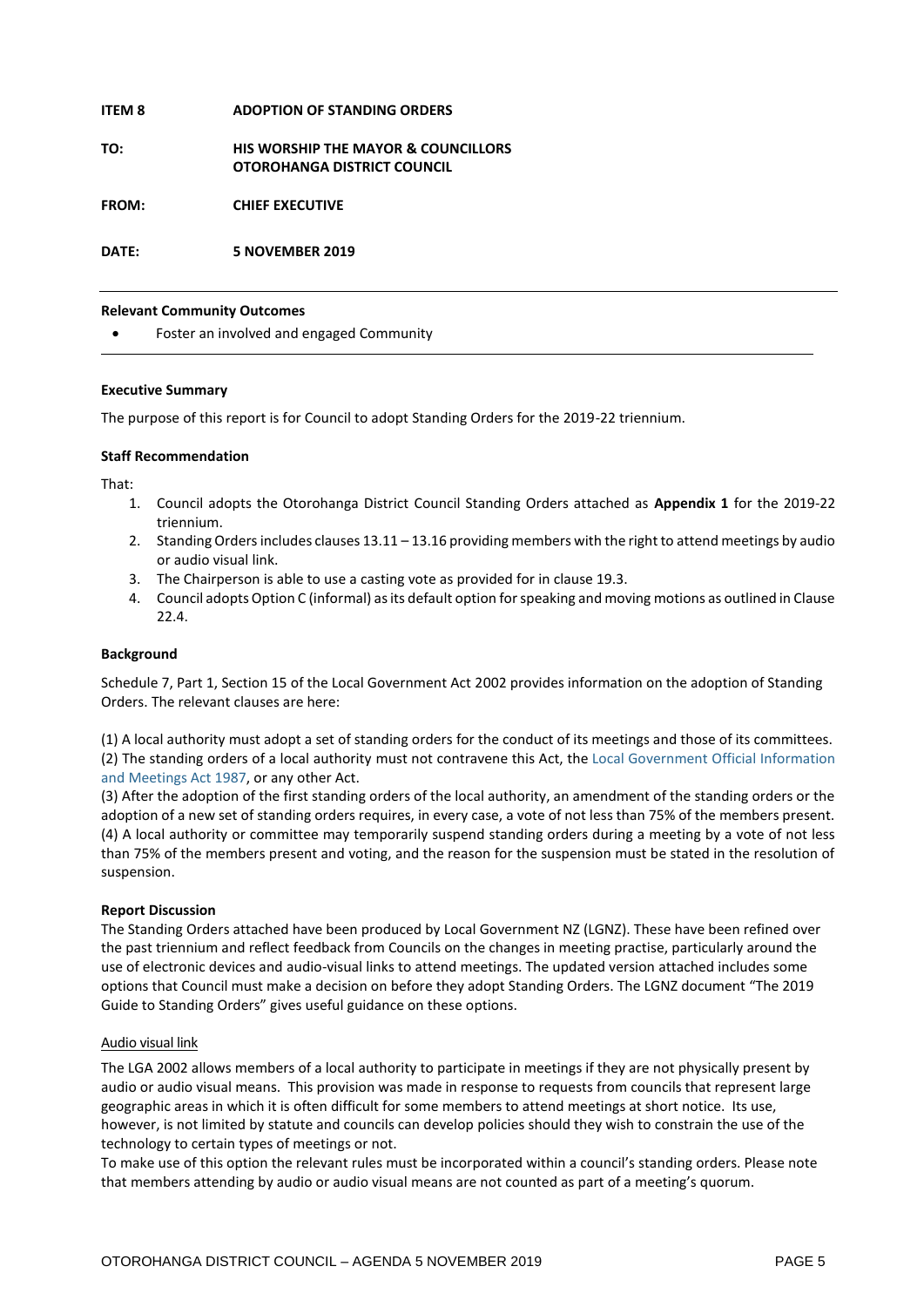| | |
|---|---|
| **ITEM 8** | **ADOPTION OF STANDING ORDERS** |
| **TO:** | **HIS WORSHIP THE MAYOR & COUNCILLORS OTOROHANGA DISTRICT COUNCIL** |
| **FROM:** | **CHIEF EXECUTIVE** |
| **DATE:** | **5 NOVEMBER 2019** |

---

**Relevant Community Outcomes**

- Foster an involved and engaged Community

---

**Executive Summary**

The purpose of this report is for Council to adopt Standing Orders for the 2019-22 triennium.

**Staff Recommendation**

That:

1. Council adopts the Otorohanga District Council Standing Orders attached as **Appendix 1** for the 2019-22 triennium.
2. Standing Orders includes clauses 13.11 – 13.16 providing members with the right to attend meetings by audio or audio visual link.
3. The Chairperson is able to use a casting vote as provided for in clause 19.3.
4. Council adopts Option C (informal) as its default option for speaking and moving motions as outlined in Clause 22.4.

**Background**

Schedule 7, Part 1, Section 15 of the Local Government Act 2002 provides information on the adoption of Standing Orders. The relevant clauses are here:

(1) A local authority must adopt a set of standing orders for the conduct of its meetings and those of its committees.
(2) The standing orders of a local authority must not contravene this Act, the Local Government Official Information and Meetings Act 1987, or any other Act.
(3) After the adoption of the first standing orders of the local authority, an amendment of the standing orders or the adoption of a new set of standing orders requires, in every case, a vote of not less than 75% of the members present.
(4) A local authority or committee may temporarily suspend standing orders during a meeting by a vote of not less than 75% of the members present and voting, and the reason for the suspension must be stated in the resolution of suspension.

**Report Discussion**

The Standing Orders attached have been produced by Local Government NZ (LGNZ). These have been refined over the past triennium and reflect feedback from Councils on the changes in meeting practise, particularly around the use of electronic devices and audio-visual links to attend meetings. The updated version attached includes some options that Council must make a decision on before they adopt Standing Orders. The LGNZ document "The 2019 Guide to Standing Orders" gives useful guidance on these options.

Audio visual link

The LGA 2002 allows members of a local authority to participate in meetings if they are not physically present by audio or audio visual means. This provision was made in response to requests from councils that represent large geographic areas in which it is often difficult for some members to attend meetings at short notice. Its use, however, is not limited by statute and councils can develop policies should they wish to constrain the use of the technology to certain types of meetings or not.

To make use of this option the relevant rules must be incorporated within a council's standing orders. Please note that members attending by audio or audio visual means are not counted as part of a meeting's quorum.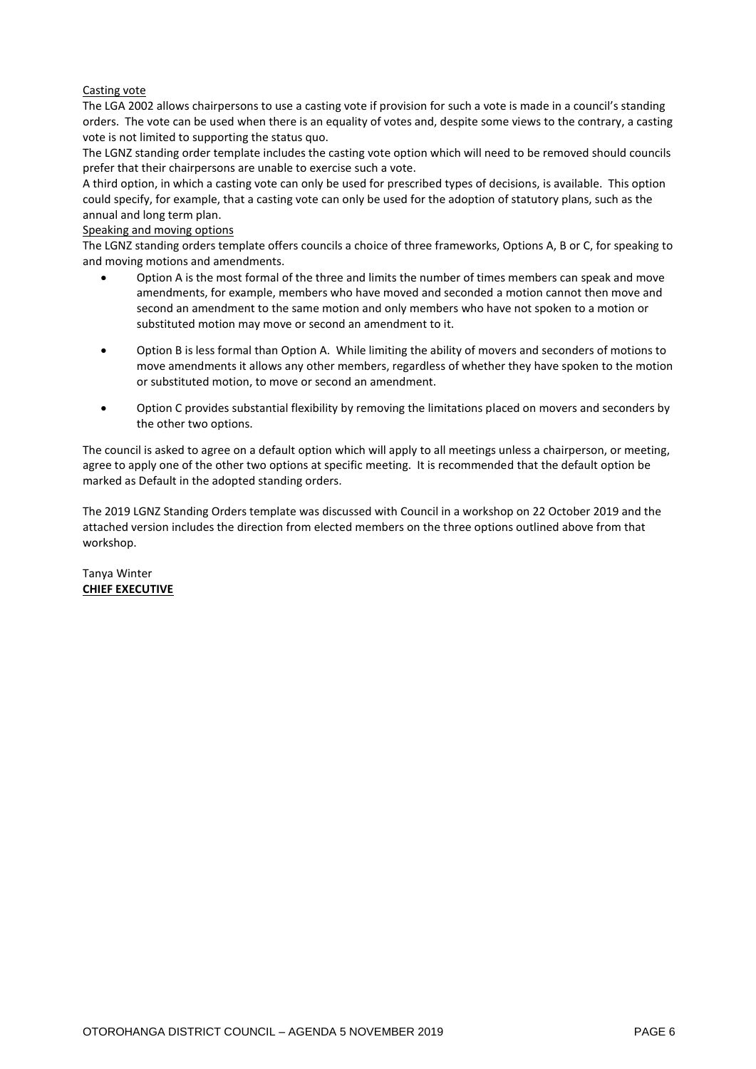Casting vote

The LGA 2002 allows chairpersons to use a casting vote if provision for such a vote is made in a council's standing orders. The vote can be used when there is an equality of votes and, despite some views to the contrary, a casting vote is not limited to supporting the status quo.

The LGNZ standing order template includes the casting vote option which will need to be removed should councils prefer that their chairpersons are unable to exercise such a vote.

A third option, in which a casting vote can only be used for prescribed types of decisions, is available. This option could specify, for example, that a casting vote can only be used for the adoption of statutory plans, such as the annual and long term plan.

Speaking and moving options

The LGNZ standing orders template offers councils a choice of three frameworks, Options A, B or C, for speaking to and moving motions and amendments.

- Option A is the most formal of the three and limits the number of times members can speak and move amendments, for example, members who have moved and seconded a motion cannot then move and second an amendment to the same motion and only members who have not spoken to a motion or substituted motion may move or second an amendment to it.
- Option B is less formal than Option A. While limiting the ability of movers and seconders of motions to move amendments it allows any other members, regardless of whether they have spoken to the motion or substituted motion, to move or second an amendment.
- Option C provides substantial flexibility by removing the limitations placed on movers and seconders by the other two options.

The council is asked to agree on a default option which will apply to all meetings unless a chairperson, or meeting, agree to apply one of the other two options at specific meeting. It is recommended that the default option be marked as Default in the adopted standing orders.

The 2019 LGNZ Standing Orders template was discussed with Council in a workshop on 22 October 2019 and the attached version includes the direction from elected members on the three options outlined above from that workshop.

Tanya Winter
**CHIEF EXECUTIVE**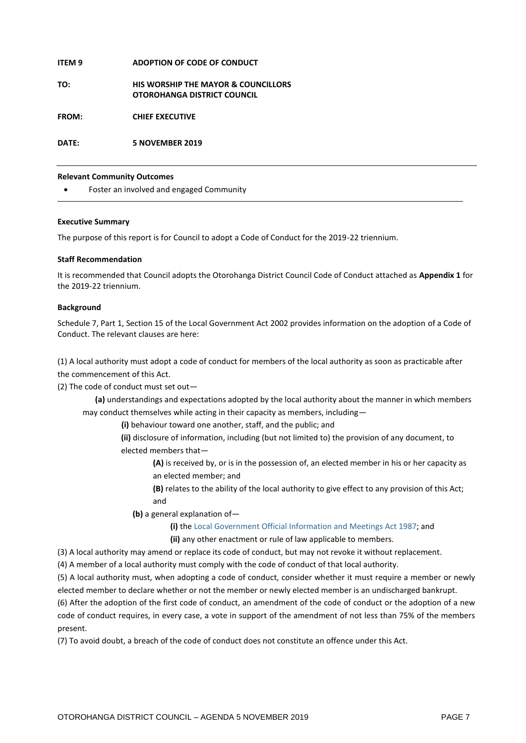| | |
|---|---|
| **ITEM 9** | **ADOPTION OF CODE OF CONDUCT** |
| **TO:** | **HIS WORSHIP THE MAYOR & COUNCILLORS OTOROHANGA DISTRICT COUNCIL** |
| **FROM:** | **CHIEF EXECUTIVE** |
| **DATE:** | **5 NOVEMBER 2019** |

---

**Relevant Community Outcomes**

- Foster an involved and engaged Community

---

**Executive Summary**

The purpose of this report is for Council to adopt a Code of Conduct for the 2019-22 triennium.

**Staff Recommendation**

It is recommended that Council adopts the Otorohanga District Council Code of Conduct attached as **Appendix 1** for the 2019-22 triennium.

**Background**

Schedule 7, Part 1, Section 15 of the Local Government Act 2002 provides information on the adoption of a Code of Conduct. The relevant clauses are here:

(1) A local authority must adopt a code of conduct for members of the local authority as soon as practicable after the commencement of this Act.

(2) The code of conduct must set out—

> **(a)** understandings and expectations adopted by the local authority about the manner in which members may conduct themselves while acting in their capacity as members, including—
>
> > **(i)** behaviour toward one another, staff, and the public; and
> >
> > **(ii)** disclosure of information, including (but not limited to) the provision of any document, to elected members that—
> >
> > > **(A)** is received by, or is in the possession of, an elected member in his or her capacity as an elected member; and
> > >
> > > **(B)** relates to the ability of the local authority to give effect to any provision of this Act; and
>
> **(b)** a general explanation of—
>
> > **(i)** the Local Government Official Information and Meetings Act 1987; and
> >
> > **(ii)** any other enactment or rule of law applicable to members.

(3) A local authority may amend or replace its code of conduct, but may not revoke it without replacement.

(4) A member of a local authority must comply with the code of conduct of that local authority.

(5) A local authority must, when adopting a code of conduct, consider whether it must require a member or newly elected member to declare whether or not the member or newly elected member is an undischarged bankrupt.

(6) After the adoption of the first code of conduct, an amendment of the code of conduct or the adoption of a new code of conduct requires, in every case, a vote in support of the amendment of not less than 75% of the members present.

(7) To avoid doubt, a breach of the code of conduct does not constitute an offence under this Act.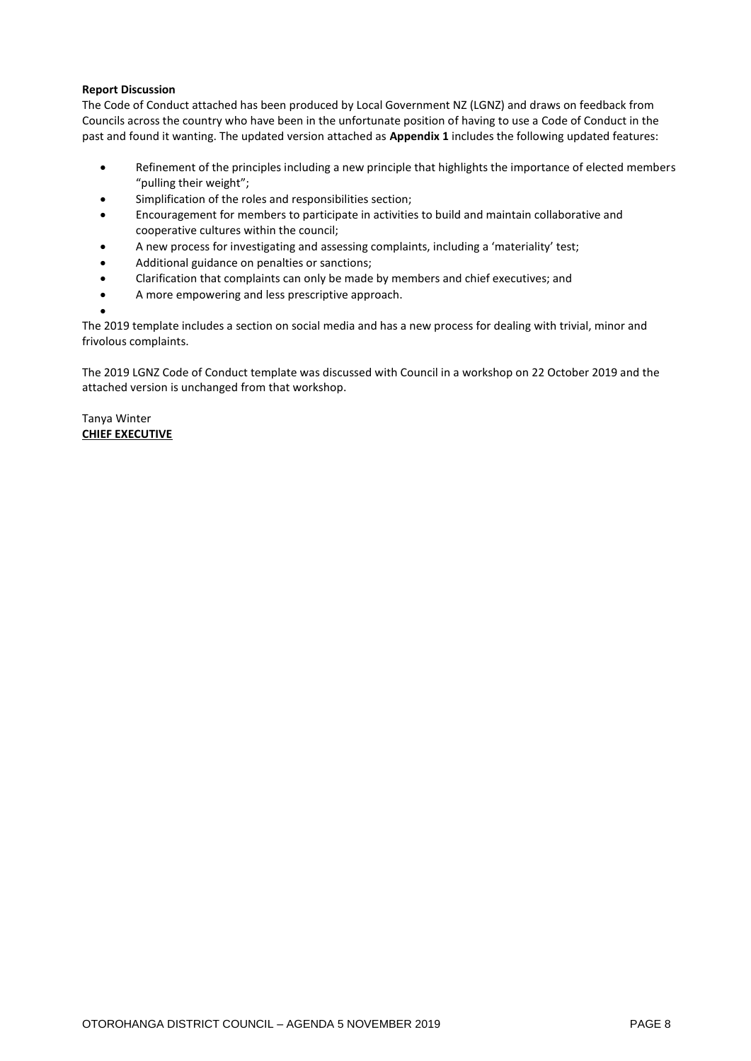**Report Discussion**

The Code of Conduct attached has been produced by Local Government NZ (LGNZ) and draws on feedback from Councils across the country who have been in the unfortunate position of having to use a Code of Conduct in the past and found it wanting. The updated version attached as **Appendix 1** includes the following updated features:

- Refinement of the principles including a new principle that highlights the importance of elected members "pulling their weight";
- Simplification of the roles and responsibilities section;
- Encouragement for members to participate in activities to build and maintain collaborative and cooperative cultures within the council;
- A new process for investigating and assessing complaints, including a 'materiality' test;
- Additional guidance on penalties or sanctions;
- Clarification that complaints can only be made by members and chief executives; and
- A more empowering and less prescriptive approach.

The 2019 template includes a section on social media and has a new process for dealing with trivial, minor and frivolous complaints.

The 2019 LGNZ Code of Conduct template was discussed with Council in a workshop on 22 October 2019 and the attached version is unchanged from that workshop.

Tanya Winter
**CHIEF EXECUTIVE**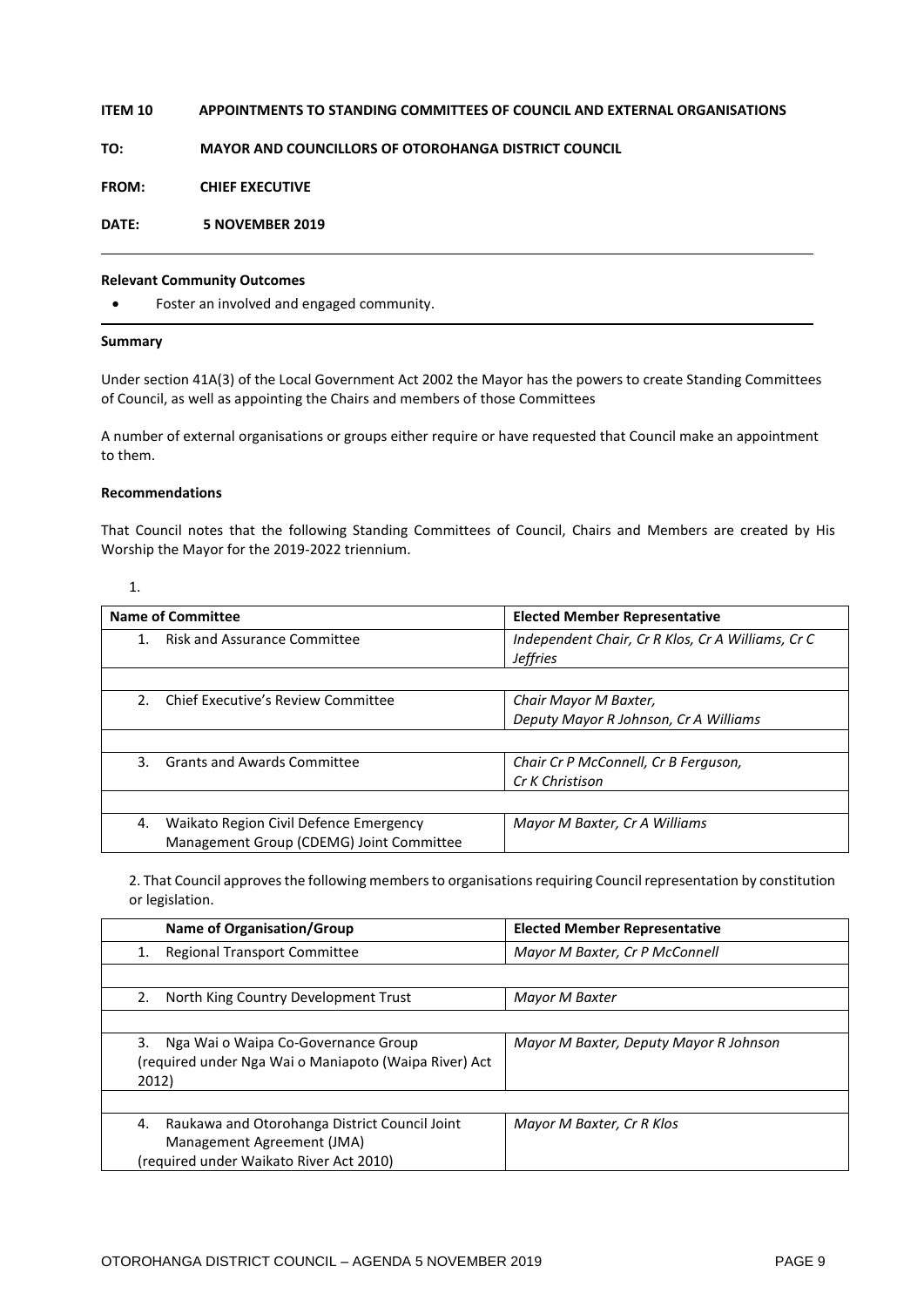**ITEM 10 APPOINTMENTS TO STANDING COMMITTEES OF COUNCIL AND EXTERNAL ORGANISATIONS**

**TO: MAYOR AND COUNCILLORS OF OTOROHANGA DISTRICT COUNCIL**

**FROM: CHIEF EXECUTIVE**

**DATE: 5 NOVEMBER 2019**

---

**Relevant Community Outcomes**

- Foster an involved and engaged community.

---

**Summary**

Under section 41A(3) of the Local Government Act 2002 the Mayor has the powers to create Standing Committees of Council, as well as appointing the Chairs and members of those Committees

A number of external organisations or groups either require or have requested that Council make an appointment to them.

**Recommendations**

That Council notes that the following Standing Committees of Council, Chairs and Members are created by His Worship the Mayor for the 2019-2022 triennium.

1.

| Name of Committee | Elected Member Representative |
|---|---|
| 1. Risk and Assurance Committee | *Independent Chair, Cr R Klos, Cr A Williams, Cr C Jeffries* |
| | |
| 2. Chief Executive's Review Committee | *Chair Mayor M Baxter, Deputy Mayor R Johnson, Cr A Williams* |
| | |
| 3. Grants and Awards Committee | *Chair Cr P McConnell, Cr B Ferguson, Cr K Christison* |
| | |
| 4. Waikato Region Civil Defence Emergency Management Group (CDEMG) Joint Committee | *Mayor M Baxter, Cr A Williams* |

2. That Council approves the following members to organisations requiring Council representation by constitution or legislation.

| Name of Organisation/Group | Elected Member Representative |
|---|---|
| 1. Regional Transport Committee | *Mayor M Baxter, Cr P McConnell* |
| | |
| 2. North King Country Development Trust | *Mayor M Baxter* |
| | |
| 3. Nga Wai o Waipa Co-Governance Group (required under Nga Wai o Maniapoto (Waipa River) Act 2012) | *Mayor M Baxter, Deputy Mayor R Johnson* |
| | |
| 4. Raukawa and Otorohanga District Council Joint Management Agreement (JMA) (required under Waikato River Act 2010) | *Mayor M Baxter, Cr R Klos* |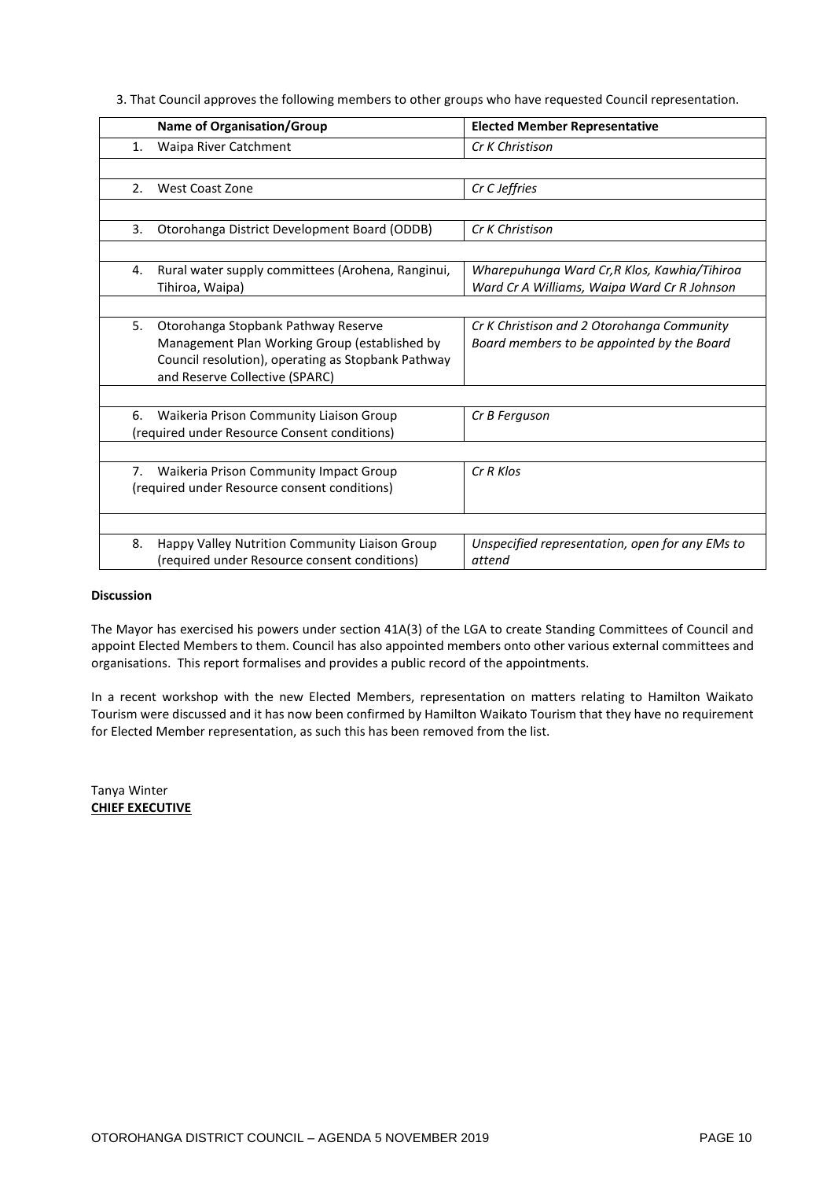3. That Council approves the following members to other groups who have requested Council representation.

| Name of Organisation/Group | Elected Member Representative |
|---|---|
| 1. Waipa River Catchment | *Cr K Christison* |
| | |
| 2. West Coast Zone | *Cr C Jeffries* |
| | |
| 3. Otorohanga District Development Board (ODDB) | *Cr K Christison* |
| | |
| 4. Rural water supply committees (Arohena, Ranginui, Tihiroa, Waipa) | *Wharepuhunga Ward Cr,R Klos, Kawhia/Tihiroa Ward Cr A Williams, Waipa Ward Cr R Johnson* |
| | |
| 5. Otorohanga Stopbank Pathway Reserve Management Plan Working Group (established by Council resolution), operating as Stopbank Pathway and Reserve Collective (SPARC) | *Cr K Christison and 2 Otorohanga Community Board members to be appointed by the Board* |
| | |
| 6. Waikeria Prison Community Liaison Group (required under Resource Consent conditions) | *Cr B Ferguson* |
| | |
| 7. Waikeria Prison Community Impact Group (required under Resource consent conditions) | *Cr R Klos* |
| | |
| 8. Happy Valley Nutrition Community Liaison Group (required under Resource consent conditions) | *Unspecified representation, open for any EMs to attend* |

**Discussion**

The Mayor has exercised his powers under section 41A(3) of the LGA to create Standing Committees of Council and appoint Elected Members to them. Council has also appointed members onto other various external committees and organisations. This report formalises and provides a public record of the appointments.

In a recent workshop with the new Elected Members, representation on matters relating to Hamilton Waikato Tourism were discussed and it has now been confirmed by Hamilton Waikato Tourism that they have no requirement for Elected Member representation, as such this has been removed from the list.

Tanya Winter
**CHIEF EXECUTIVE**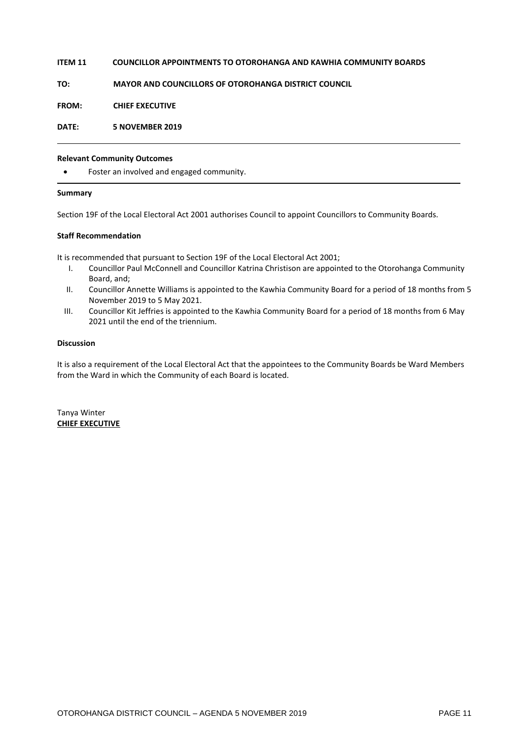**ITEM 11 COUNCILLOR APPOINTMENTS TO OTOROHANGA AND KAWHIA COMMUNITY BOARDS**

**TO: MAYOR AND COUNCILLORS OF OTOROHANGA DISTRICT COUNCIL**

**FROM: CHIEF EXECUTIVE**

**DATE: 5 NOVEMBER 2019**

---

**Relevant Community Outcomes**

- Foster an involved and engaged community.

---

**Summary**

Section 19F of the Local Electoral Act 2001 authorises Council to appoint Councillors to Community Boards.

**Staff Recommendation**

It is recommended that pursuant to Section 19F of the Local Electoral Act 2001;

I. Councillor Paul McConnell and Councillor Katrina Christison are appointed to the Otorohanga Community Board, and;

II. Councillor Annette Williams is appointed to the Kawhia Community Board for a period of 18 months from 5 November 2019 to 5 May 2021.

III. Councillor Kit Jeffries is appointed to the Kawhia Community Board for a period of 18 months from 6 May 2021 until the end of the triennium.

**Discussion**

It is also a requirement of the Local Electoral Act that the appointees to the Community Boards be Ward Members from the Ward in which the Community of each Board is located.

Tanya Winter
**CHIEF EXECUTIVE**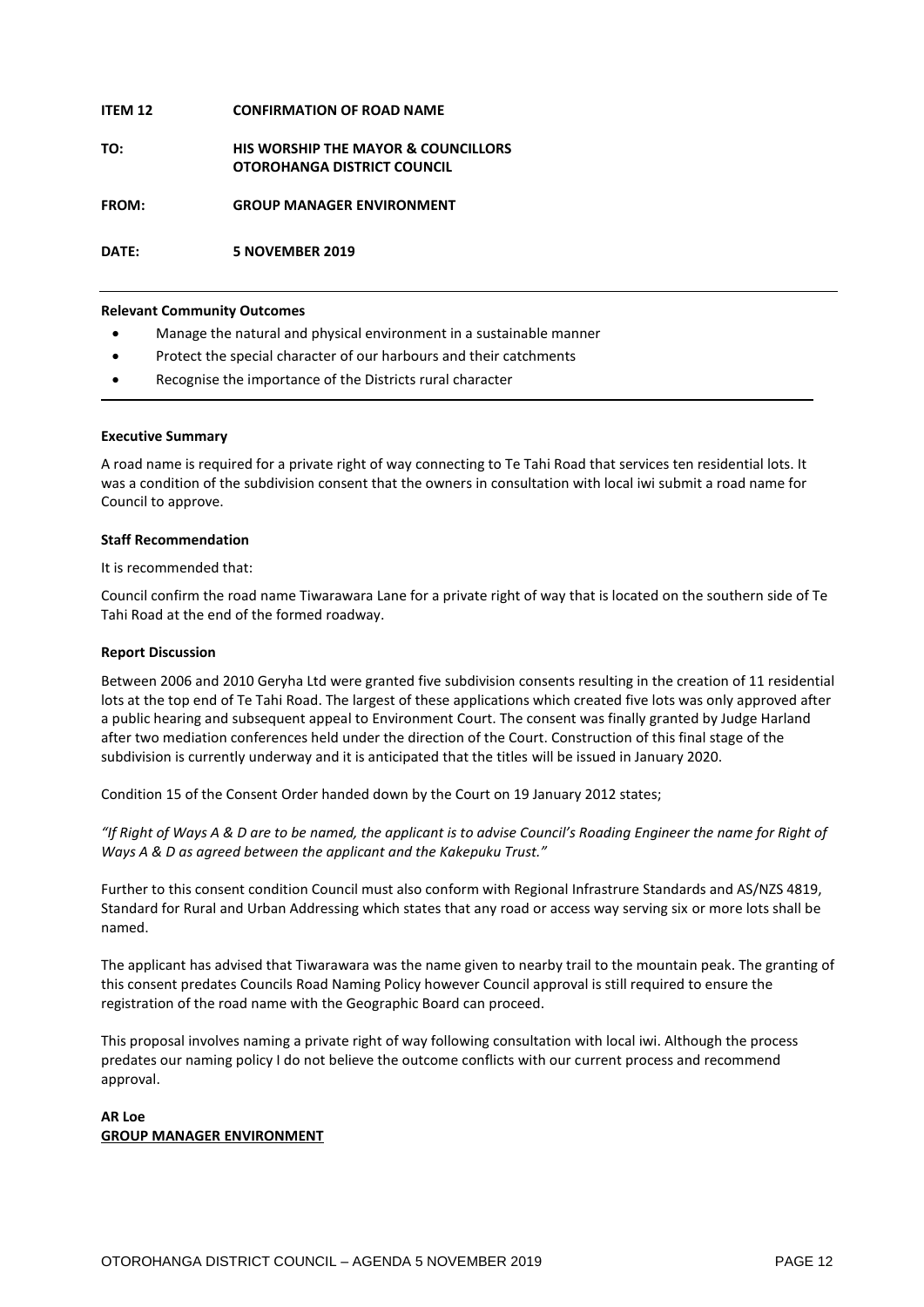**ITEM 12 CONFIRMATION OF ROAD NAME**

**TO: HIS WORSHIP THE MAYOR & COUNCILLORS OTOROHANGA DISTRICT COUNCIL**

**FROM: GROUP MANAGER ENVIRONMENT**

**DATE: 5 NOVEMBER 2019**

---

**Relevant Community Outcomes**

- Manage the natural and physical environment in a sustainable manner
- Protect the special character of our harbours and their catchments
- Recognise the importance of the Districts rural character

---

**Executive Summary**

A road name is required for a private right of way connecting to Te Tahi Road that services ten residential lots. It was a condition of the subdivision consent that the owners in consultation with local iwi submit a road name for Council to approve.

**Staff Recommendation**

It is recommended that:

Council confirm the road name Tiwarawara Lane for a private right of way that is located on the southern side of Te Tahi Road at the end of the formed roadway.

**Report Discussion**

Between 2006 and 2010 Geryha Ltd were granted five subdivision consents resulting in the creation of 11 residential lots at the top end of Te Tahi Road. The largest of these applications which created five lots was only approved after a public hearing and subsequent appeal to Environment Court. The consent was finally granted by Judge Harland after two mediation conferences held under the direction of the Court. Construction of this final stage of the subdivision is currently underway and it is anticipated that the titles will be issued in January 2020.

Condition 15 of the Consent Order handed down by the Court on 19 January 2012 states;

*"If Right of Ways A & D are to be named, the applicant is to advise Council's Roading Engineer the name for Right of Ways A & D as agreed between the applicant and the Kakepuku Trust."*

Further to this consent condition Council must also conform with Regional Infrastrure Standards and AS/NZS 4819, Standard for Rural and Urban Addressing which states that any road or access way serving six or more lots shall be named.

The applicant has advised that Tiwarawara was the name given to nearby trail to the mountain peak. The granting of this consent predates Councils Road Naming Policy however Council approval is still required to ensure the registration of the road name with the Geographic Board can proceed.

This proposal involves naming a private right of way following consultation with local iwi. Although the process predates our naming policy I do not believe the outcome conflicts with our current process and recommend approval.

**AR Loe**
**GROUP MANAGER ENVIRONMENT**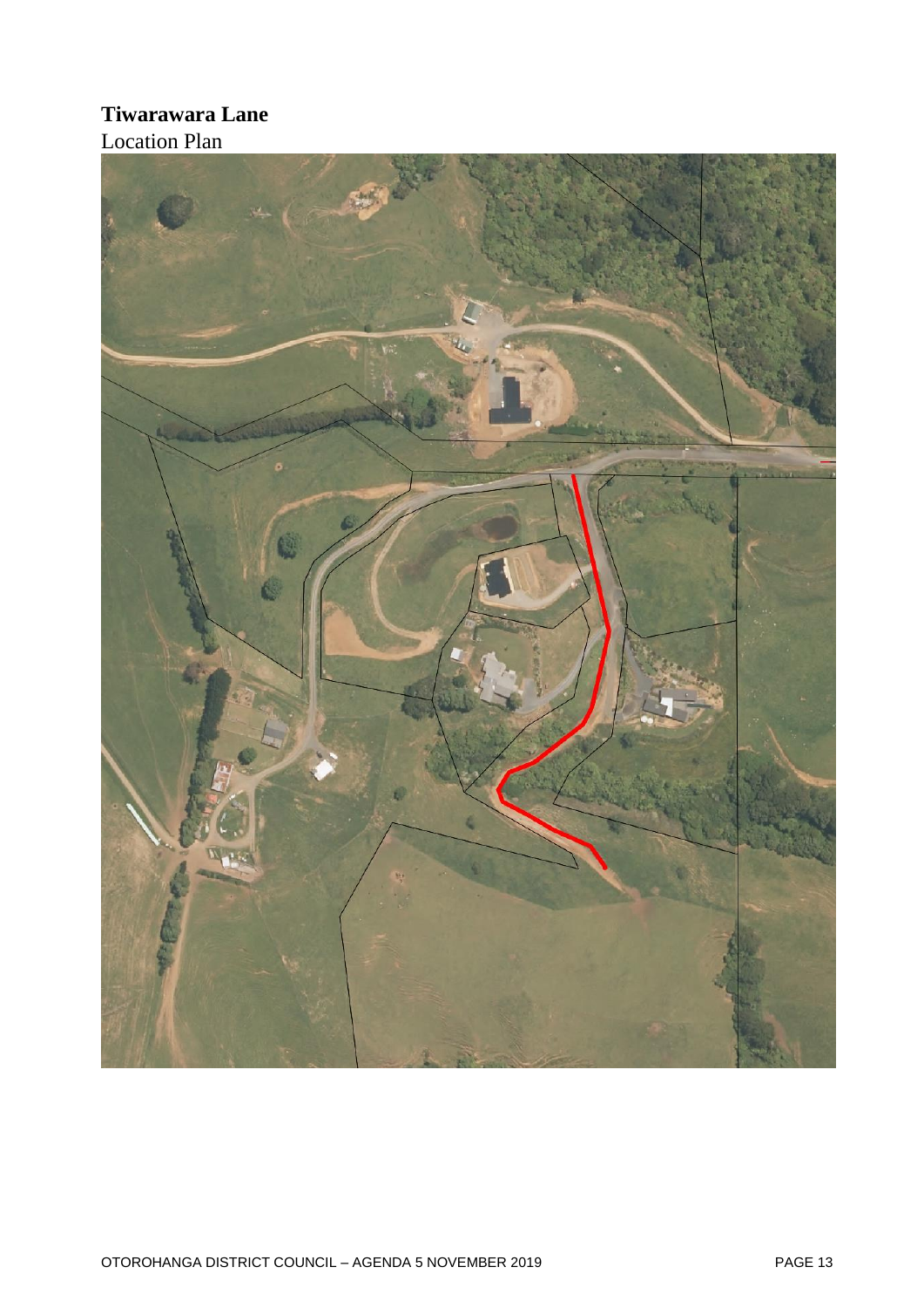**Tiwarawara Lane**

Location Plan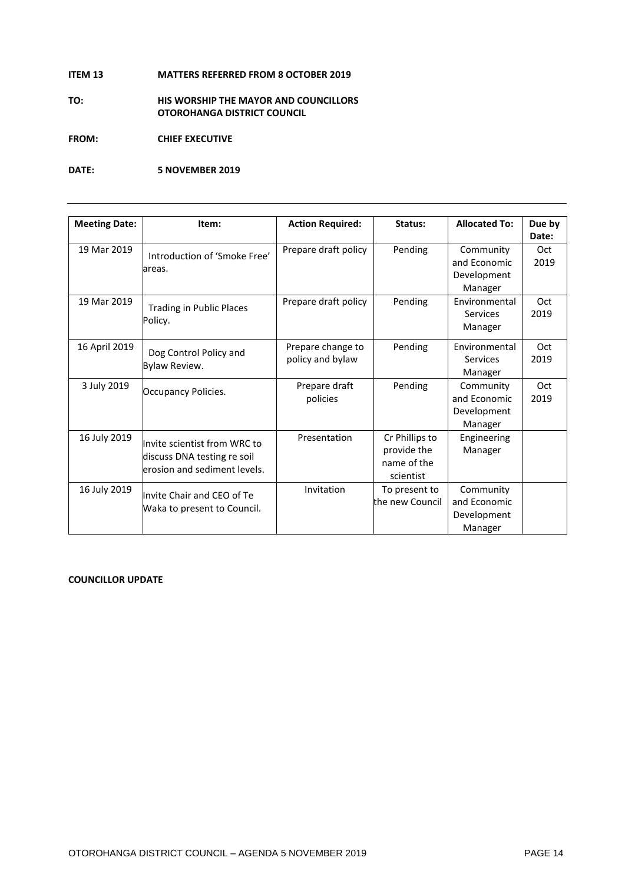**ITEM 13 MATTERS REFERRED FROM 8 OCTOBER 2019**

**TO: HIS WORSHIP THE MAYOR AND COUNCILLORS**
**OTOROHANGA DISTRICT COUNCIL**

**FROM: CHIEF EXECUTIVE**

**DATE: 5 NOVEMBER 2019**

---

| Meeting Date: | Item: | Action Required: | Status: | Allocated To: | Due by Date: |
|---|---|---|---|---|---|
| 19 Mar 2019 | Introduction of 'Smoke Free' areas. | Prepare draft policy | Pending | Community and Economic Development Manager | Oct 2019 |
| 19 Mar 2019 | Trading in Public Places Policy. | Prepare draft policy | Pending | Environmental Services Manager | Oct 2019 |
| 16 April 2019 | Dog Control Policy and Bylaw Review. | Prepare change to policy and bylaw | Pending | Environmental Services Manager | Oct 2019 |
| 3 July 2019 | Occupancy Policies. | Prepare draft policies | Pending | Community and Economic Development Manager | Oct 2019 |
| 16 July 2019 | Invite scientist from WRC to discuss DNA testing re soil erosion and sediment levels. | Presentation | Cr Phillips to provide the name of the scientist | Engineering Manager | |
| 16 July 2019 | Invite Chair and CEO of Te Waka to present to Council. | Invitation | To present to the new Council | Community and Economic Development Manager | |

**COUNCILLOR UPDATE**